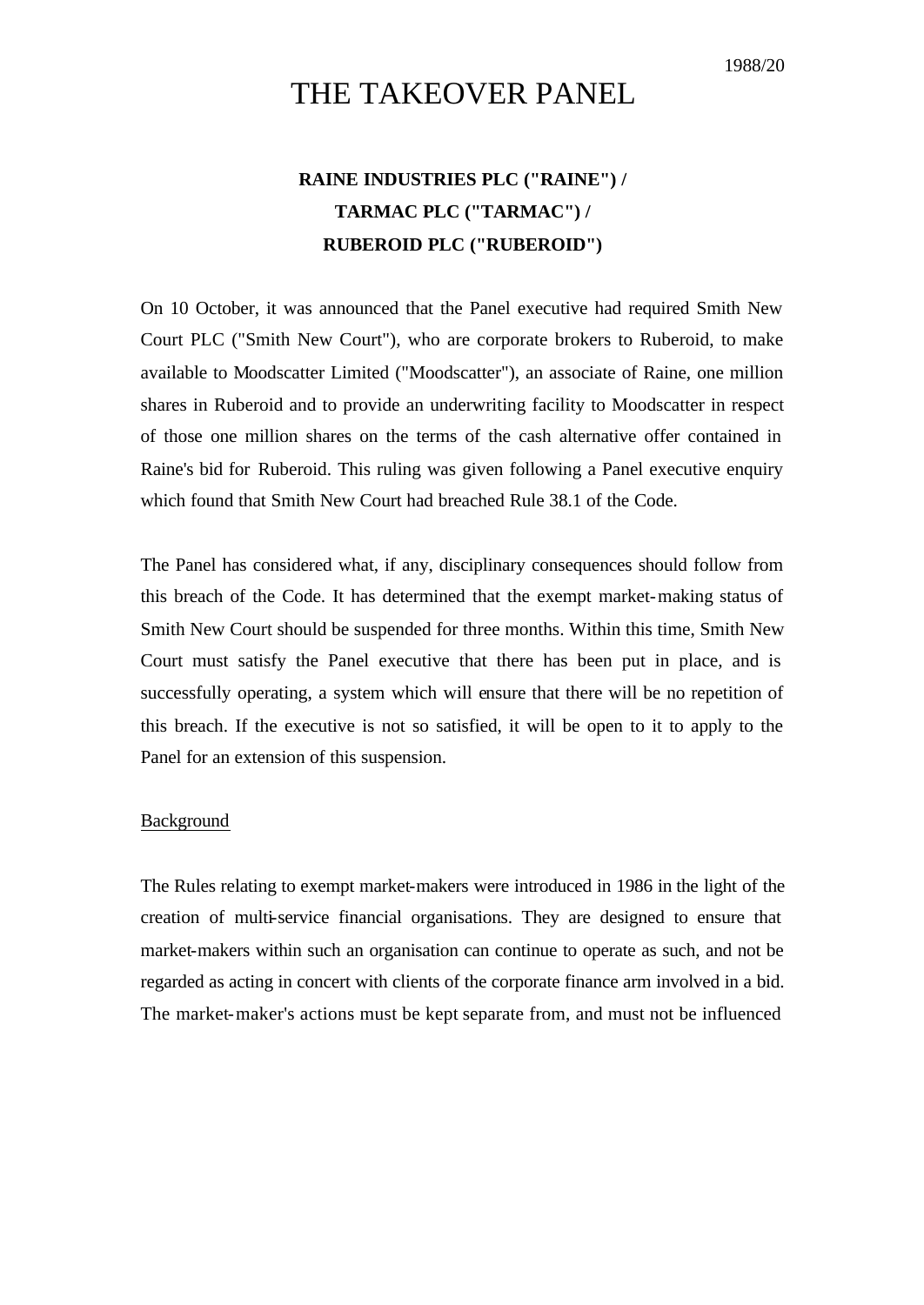1988/20

# THE TAKEOVER PANEL

## RAINE INDUSTRIES PLC ("RAINE") / TARMAC PLC ("TARMAC") / RUBEROID PLC ("RUBEROID")

On 10 October, it was announced that the Panel executive had required Smith New Court PLC ("Smith New Court"), who are corporate brokers to Ruberoid, to make available to Moodscatter Limited ("Moodscatter"), an associate of Raine, one million shares in Ruberoid and to provide an underwriting facility to Moodscatter in respect of those one million shares on the terms of the cash alternative offer contained in Raine's bid for Ruberoid. This ruling was given following a Panel executive enquiry which found that Smith New Court had breached Rule 38.1 of the Code.

The Panel has considered what, if any, disciplinary consequences should follow from this breach of the Code. It has determined that the exempt market-making status of Smith New Court should be suspended for three months. Within this time, Smith New Court must satisfy the Panel executive that there has been put in place, and is successfully operating, a system which will ensure that there will be no repetition of this breach. If the executive is not so satisfied, it will be open to it to apply to the Panel for an extension of this suspension.

Background

The Rules relating to exempt market-makers were introduced in 1986 in the light of the creation of multi-service financial organisations. They are designed to ensure that market-makers within such an organisation can continue to operate as such, and not be regarded as acting in concert with clients of the corporate finance arm involved in a bid. The market-maker's actions must be kept separate from, and must not be influenced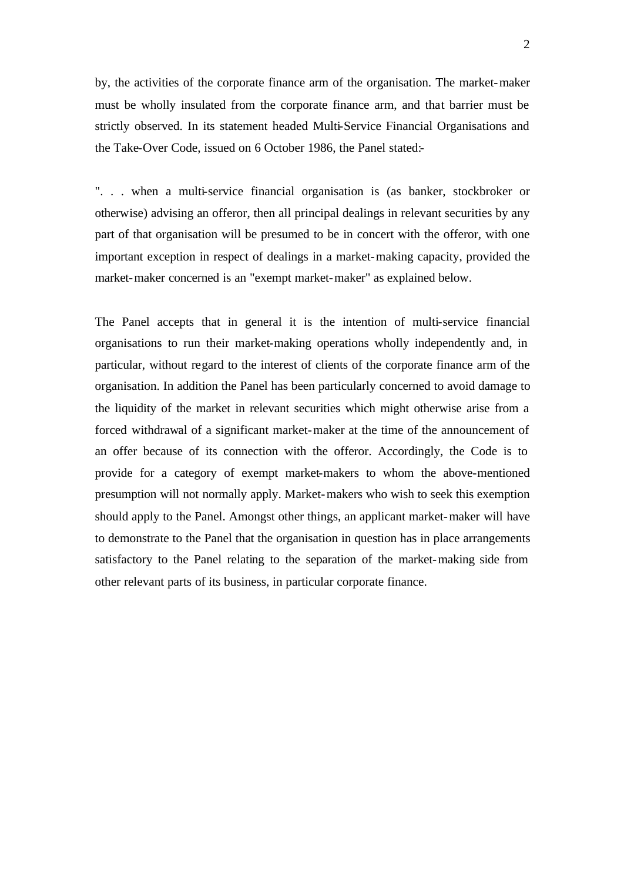by, the activities of the corporate finance arm of the organisation. The market-maker must be wholly insulated from the corporate finance arm, and that barrier must be strictly observed. In its statement headed Multi-Service Financial Organisations and the Take-Over Code, issued on 6 October 1986, the Panel stated:-

". . . when a multi-service financial organisation is (as banker, stockbroker or otherwise) advising an offeror, then all principal dealings in relevant securities by any part of that organisation will be presumed to be in concert with the offeror, with one important exception in respect of dealings in a market-making capacity, provided the market-maker concerned is an "exempt market-maker" as explained below.

The Panel accepts that in general it is the intention of multi-service financial organisations to run their market-making operations wholly independently and, in particular, without regard to the interest of clients of the corporate finance arm of the organisation. In addition the Panel has been particularly concerned to avoid damage to the liquidity of the market in relevant securities which might otherwise arise from a forced withdrawal of a significant market-maker at the time of the announcement of an offer because of its connection with the offeror. Accordingly, the Code is to provide for a category of exempt market-makers to whom the above-mentioned presumption will not normally apply. Market-makers who wish to seek this exemption should apply to the Panel. Amongst other things, an applicant market-maker will have to demonstrate to the Panel that the organisation in question has in place arrangements satisfactory to the Panel relating to the separation of the market-making side from other relevant parts of its business, in particular corporate finance.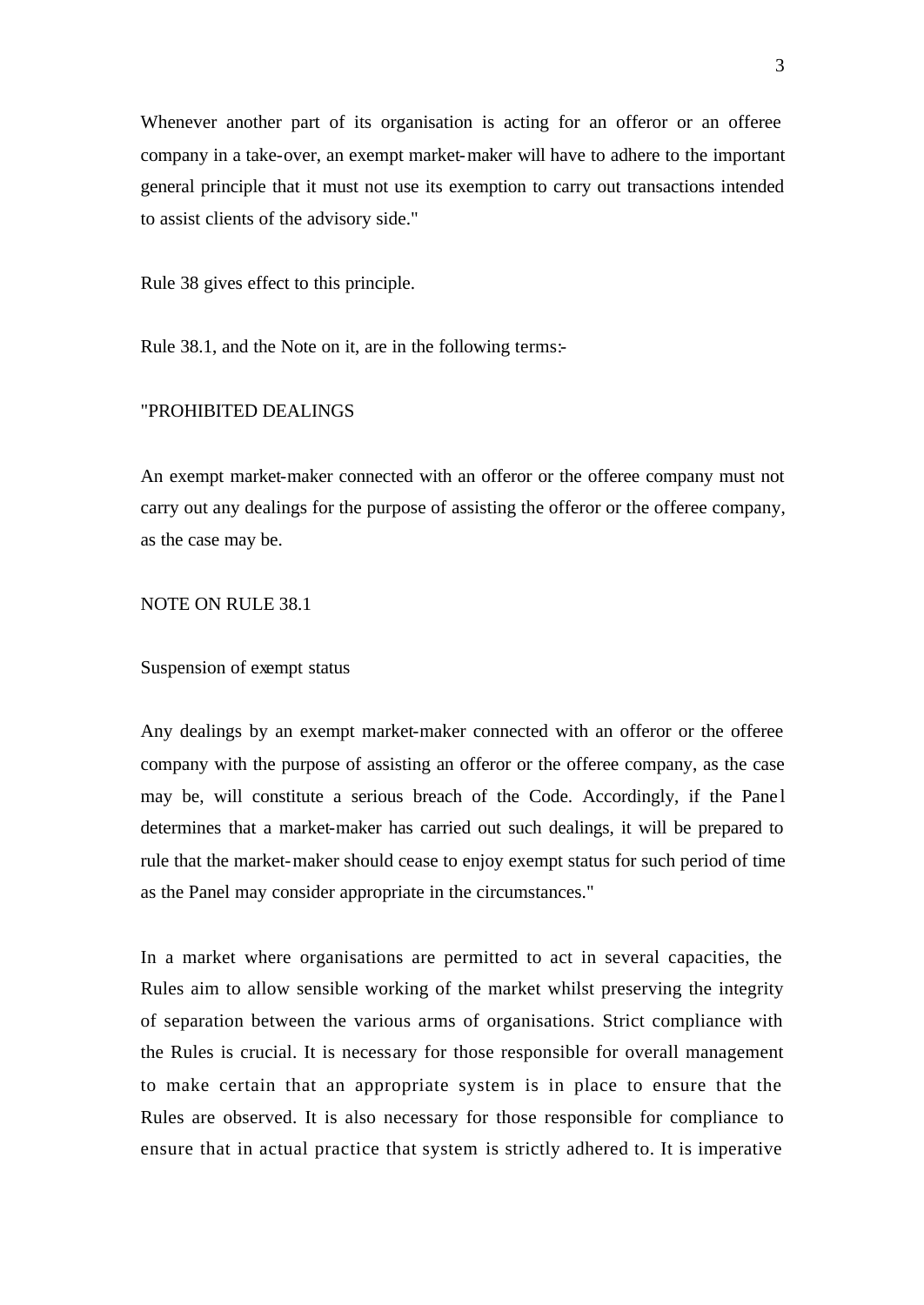Whenever another part of its organisation is acting for an offeror or an offeree company in a take-over, an exempt market-maker will have to adhere to the important general principle that it must not use its exemption to carry out transactions intended to assist clients of the advisory side."

Rule 38 gives effect to this principle.

Rule 38.1, and the Note on it, are in the following terms:-

"PROHIBITED DEALINGS

An exempt market-maker connected with an offeror or the offeree company must not carry out any dealings for the purpose of assisting the offeror or the offeree company, as the case may be.

NOTE ON RULE 38.1

Suspension of exempt status

Any dealings by an exempt market-maker connected with an offeror or the offeree company with the purpose of assisting an offeror or the offeree company, as the case may be, will constitute a serious breach of the Code. Accordingly, if the Panel determines that a market-maker has carried out such dealings, it will be prepared to rule that the market-maker should cease to enjoy exempt status for such period of time as the Panel may consider appropriate in the circumstances."

In a market where organisations are permitted to act in several capacities, the Rules aim to allow sensible working of the market whilst preserving the integrity of separation between the various arms of organisations. Strict compliance with the Rules is crucial. It is necessary for those responsible for overall management to make certain that an appropriate system is in place to ensure that the Rules are observed. It is also necessary for those responsible for compliance to ensure that in actual practice that system is strictly adhered to. It is imperative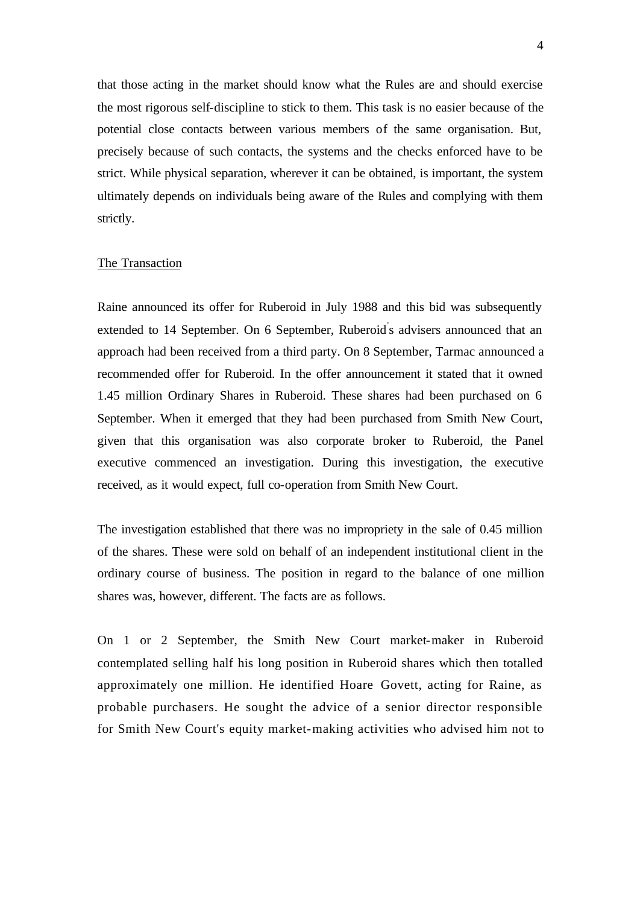that those acting in the market should know what the Rules are and should exercise the most rigorous self-discipline to stick to them. This task is no easier because of the potential close contacts between various members of the same organisation. But, precisely because of such contacts, the systems and the checks enforced have to be strict. While physical separation, wherever it can be obtained, is important, the system ultimately depends on individuals being aware of the Rules and complying with them strictly.

## The Transaction

Raine announced its offer for Ruberoid in July 1988 and this bid was subsequently extended to 14 September. On 6 September, Ruberoid's advisers announced that an approach had been received from a third party. On 8 September, Tarmac announced a recommended offer for Ruberoid. In the offer announcement it stated that it owned 1.45 million Ordinary Shares in Ruberoid. These shares had been purchased on 6 September. When it emerged that they had been purchased from Smith New Court, given that this organisation was also corporate broker to Ruberoid, the Panel executive commenced an investigation. During this investigation, the executive received, as it would expect, full co-operation from Smith New Court.

The investigation established that there was no impropriety in the sale of 0.45 million of the shares. These were sold on behalf of an independent institutional client in the ordinary course of business. The position in regard to the balance of one million shares was, however, different. The facts are as follows.

On 1 or 2 September, the Smith New Court market-maker in Ruberoid contemplated selling half his long position in Ruberoid shares which then totalled approximately one million. He identified Hoare Govett, acting for Raine, as probable purchasers. He sought the advice of a senior director responsible for Smith New Court's equity market-making activities who advised him not to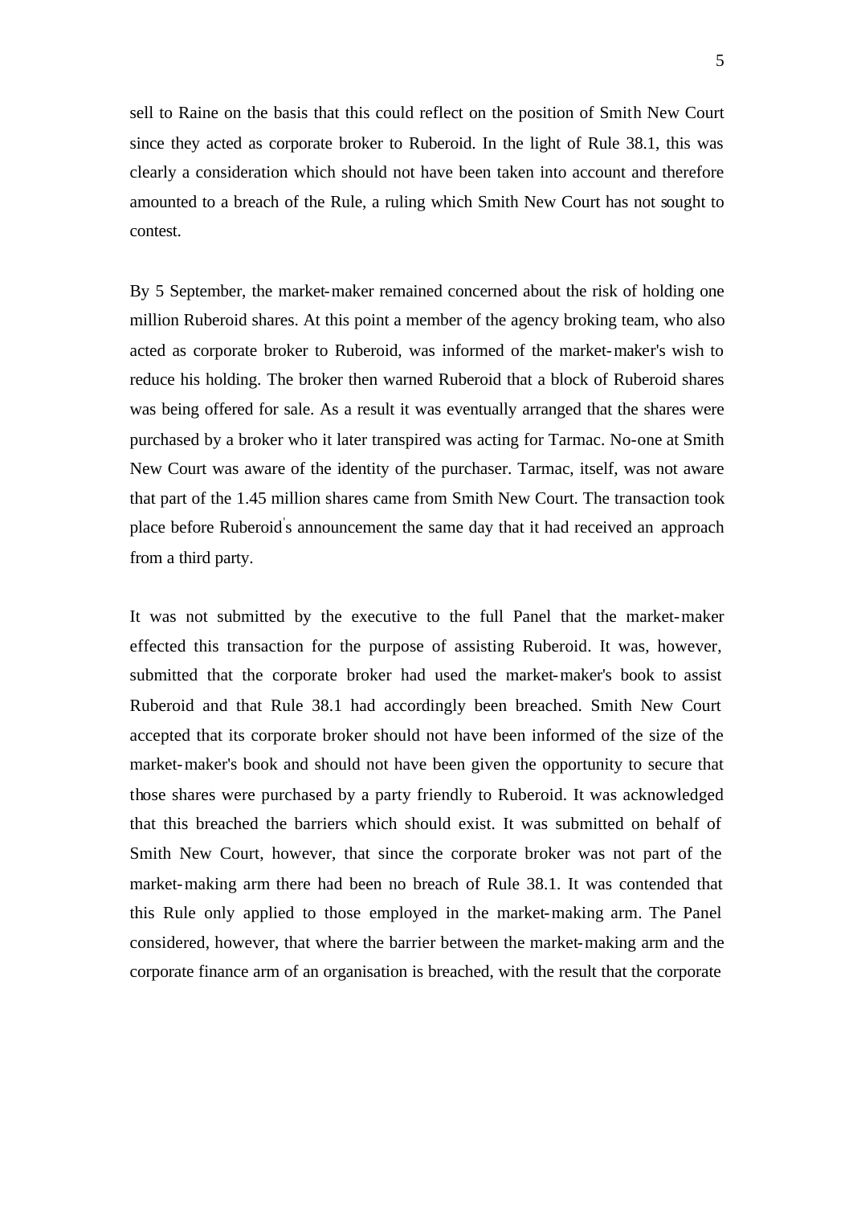sell to Raine on the basis that this could reflect on the position of Smith New Court since they acted as corporate broker to Ruberoid. In the light of Rule 38.1, this was clearly a consideration which should not have been taken into account and therefore amounted to a breach of the Rule, a ruling which Smith New Court has not sought to contest.

By 5 September, the market-maker remained concerned about the risk of holding one million Ruberoid shares. At this point a member of the agency broking team, who also acted as corporate broker to Ruberoid, was informed of the market-maker's wish to reduce his holding. The broker then warned Ruberoid that a block of Ruberoid shares was being offered for sale. As a result it was eventually arranged that the shares were purchased by a broker who it later transpired was acting for Tarmac. No-one at Smith New Court was aware of the identity of the purchaser. Tarmac, itself, was not aware that part of the 1.45 million shares came from Smith New Court. The transaction took place before Ruberoid's announcement the same day that it had received an approach from a third party.

It was not submitted by the executive to the full Panel that the market-maker effected this transaction for the purpose of assisting Ruberoid. It was, however, submitted that the corporate broker had used the market-maker's book to assist Ruberoid and that Rule 38.1 had accordingly been breached. Smith New Court accepted that its corporate broker should not have been informed of the size of the market-maker's book and should not have been given the opportunity to secure that those shares were purchased by a party friendly to Ruberoid. It was acknowledged that this breached the barriers which should exist. It was submitted on behalf of Smith New Court, however, that since the corporate broker was not part of the market-making arm there had been no breach of Rule 38.1. It was contended that this Rule only applied to those employed in the market-making arm. The Panel considered, however, that where the barrier between the market-making arm and the corporate finance arm of an organisation is breached, with the result that the corporate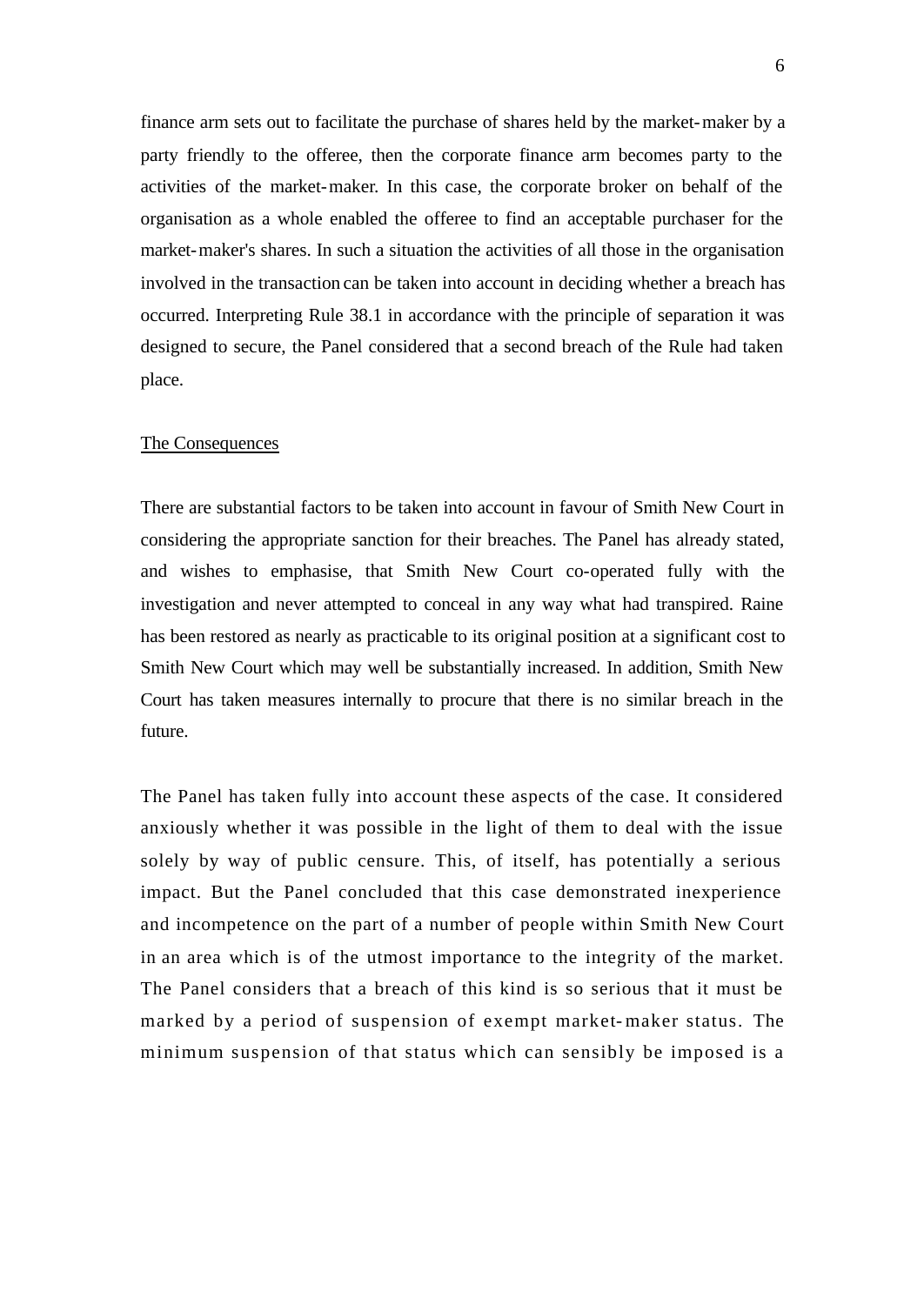finance arm sets out to facilitate the purchase of shares held by the market-maker by a party friendly to the offeree, then the corporate finance arm becomes party to the activities of the market-maker. In this case, the corporate broker on behalf of the organisation as a whole enabled the offeree to find an acceptable purchaser for the market-maker's shares. In such a situation the activities of all those in the organisation involved in the transaction can be taken into account in deciding whether a breach has occurred. Interpreting Rule 38.1 in accordance with the principle of separation it was designed to secure, the Panel considered that a second breach of the Rule had taken place.

## The Consequences

There are substantial factors to be taken into account in favour of Smith New Court in considering the appropriate sanction for their breaches. The Panel has already stated, and wishes to emphasise, that Smith New Court co-operated fully with the investigation and never attempted to conceal in any way what had transpired. Raine has been restored as nearly as practicable to its original position at a significant cost to Smith New Court which may well be substantially increased. In addition, Smith New Court has taken measures internally to procure that there is no similar breach in the future.

The Panel has taken fully into account these aspects of the case. It considered anxiously whether it was possible in the light of them to deal with the issue solely by way of public censure. This, of itself, has potentially a serious impact. But the Panel concluded that this case demonstrated inexperience and incompetence on the part of a number of people within Smith New Court in an area which is of the utmost importance to the integrity of the market. The Panel considers that a breach of this kind is so serious that it must be marked by a period of suspension of exempt market-maker status. The minimum suspension of that status which can sensibly be imposed is a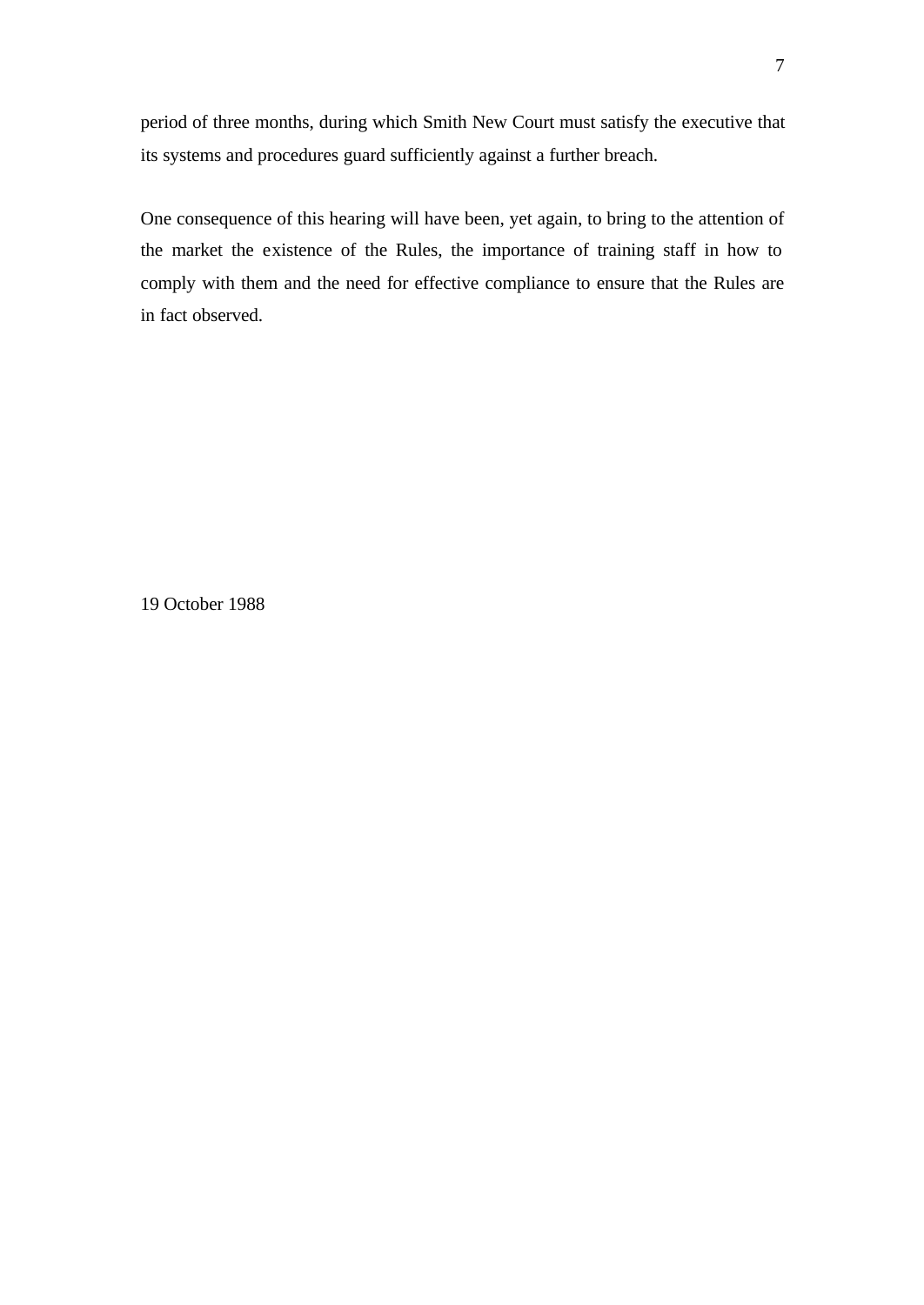period of three months, during which Smith New Court must satisfy the executive that its systems and procedures guard sufficiently against a further breach.

One consequence of this hearing will have been, yet again, to bring to the attention of the market the existence of the Rules, the importance of training staff in how to comply with them and the need for effective compliance to ensure that the Rules are in fact observed.

19 October 1988